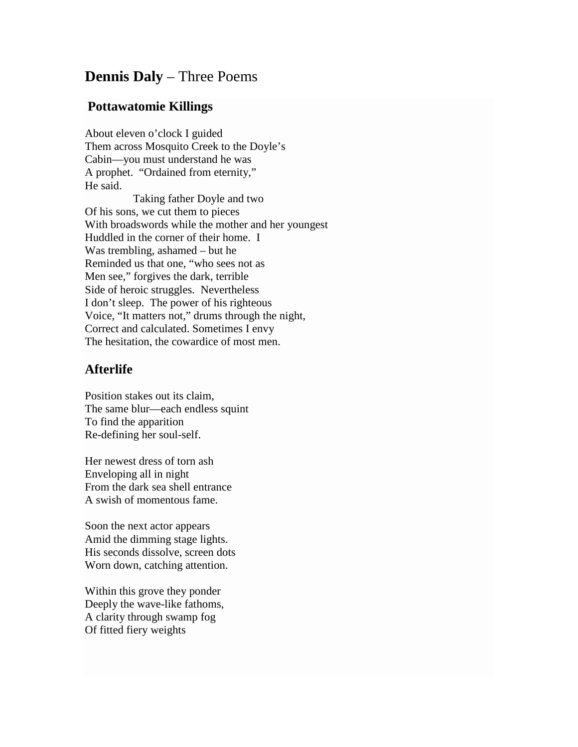# **Dennis Daly** – Three Poems

## Pottawatomie Killings

About eleven o'clock I guided  
Them across Mosquito Creek to the Doyle's  
Cabin—you must understand he was  
A prophet. "Ordained from eternity,"  
He said.  
&nbsp;&nbsp;&nbsp;&nbsp;&nbsp;&nbsp;&nbsp;&nbsp;&nbsp;&nbsp;&nbsp;&nbsp;Taking father Doyle and two  
Of his sons, we cut them to pieces  
With broadswords while the mother and her youngest  
Huddled in the corner of their home. I  
Was trembling, ashamed – but he  
Reminded us that one, "who sees not as  
Men see," forgives the dark, terrible  
Side of heroic struggles. Nevertheless  
I don't sleep. The power of his righteous  
Voice, "It matters not," drums through the night,  
Correct and calculated. Sometimes I envy  
The hesitation, the cowardice of most men.

## Afterlife

Position stakes out its claim,  
The same blur—each endless squint  
To find the apparition  
Re-defining her soul-self.

Her newest dress of torn ash  
Enveloping all in night  
From the dark sea shell entrance  
A swish of momentous fame.

Soon the next actor appears  
Amid the dimming stage lights.  
His seconds dissolve, screen dots  
Worn down, catching attention.

Within this grove they ponder  
Deeply the wave-like fathoms,  
A clarity through swamp fog  
Of fitted fiery weights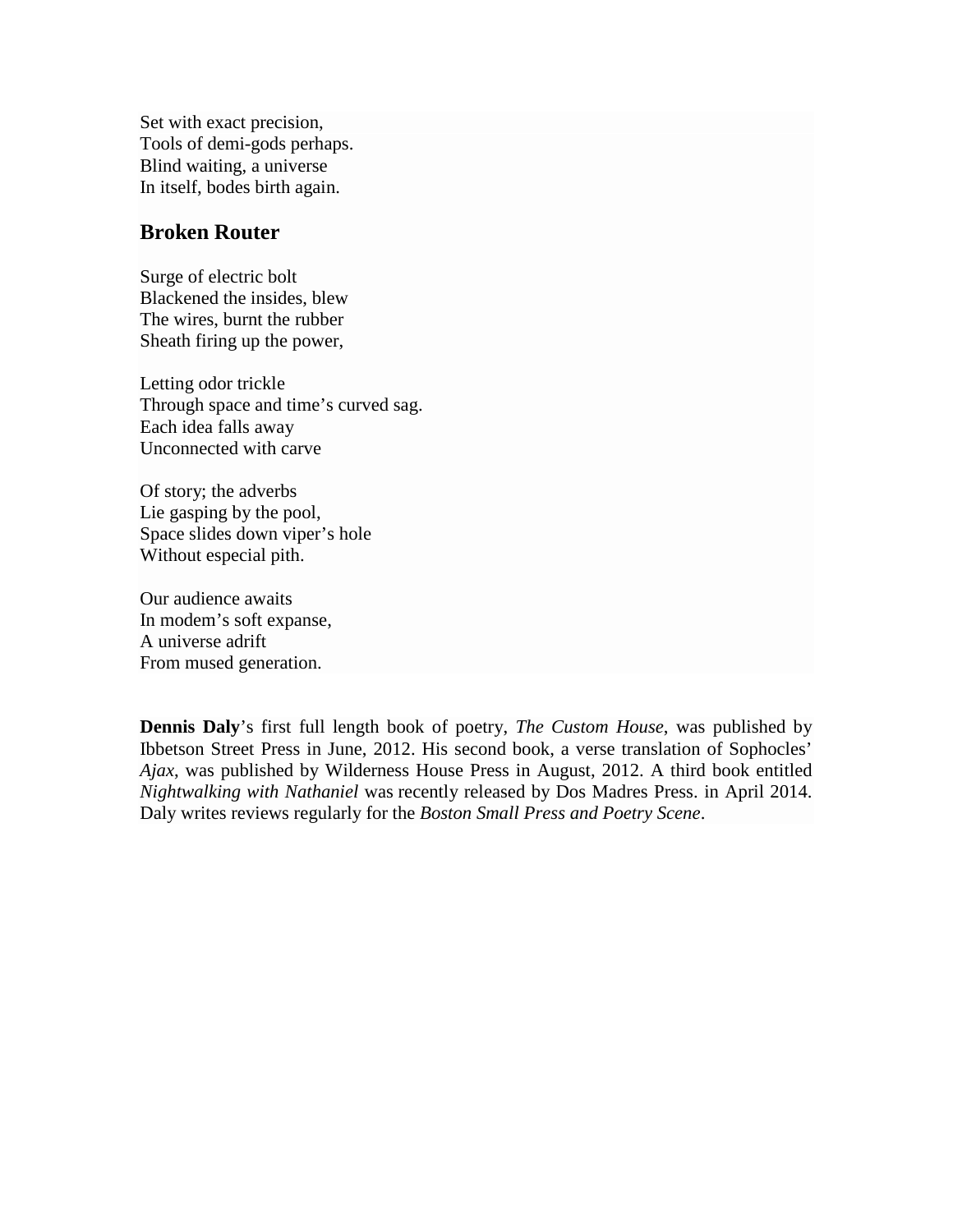Set with exact precision,  
Tools of demi-gods perhaps.  
Blind waiting, a universe  
In itself, bodes birth again.

## Broken Router

Surge of electric bolt  
Blackened the insides, blew  
The wires, burnt the rubber  
Sheath firing up the power,

Letting odor trickle  
Through space and time's curved sag.  
Each idea falls away  
Unconnected with carve

Of story; the adverbs  
Lie gasping by the pool,  
Space slides down viper's hole  
Without especial pith.

Our audience awaits  
In modem's soft expanse,  
A universe adrift  
From mused generation.

**Dennis Daly**'s first full length book of poetry, *The Custom House*, was published by Ibbetson Street Press in June, 2012. His second book, a verse translation of Sophocles' *Ajax*, was published by Wilderness House Press in August, 2012. A third book entitled *Nightwalking with Nathaniel* was recently released by Dos Madres Press. in April 2014. Daly writes reviews regularly for the *Boston Small Press and Poetry Scene*.